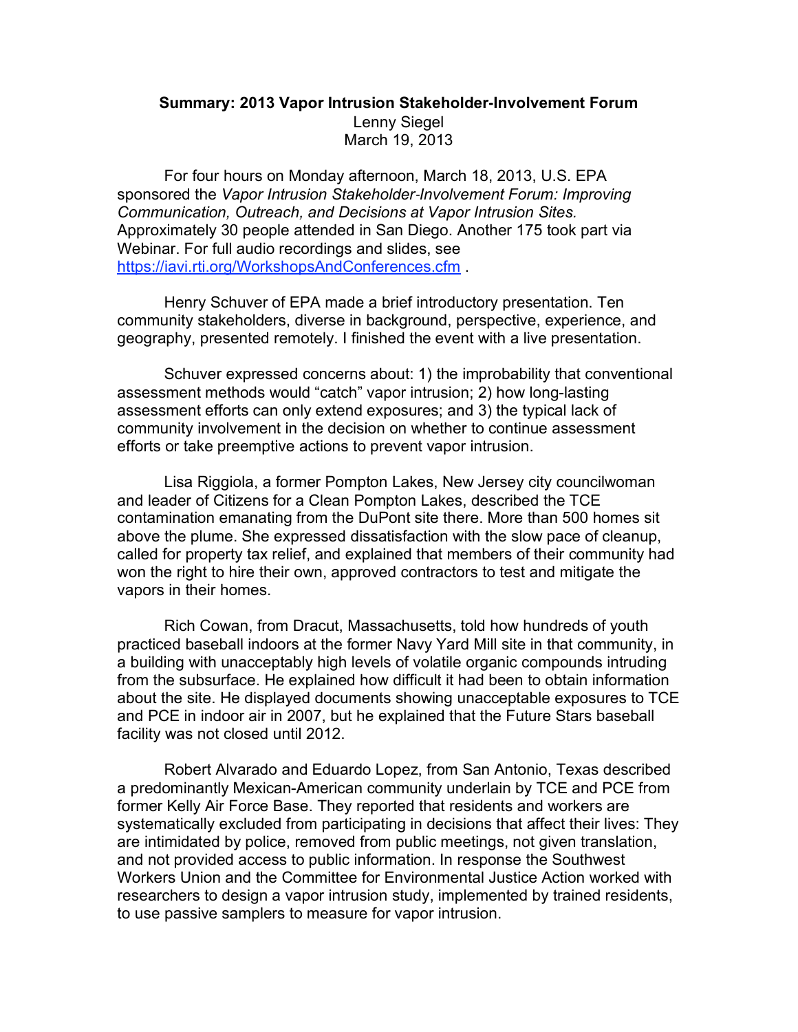**Summary: 2013 Vapor Intrusion Stakeholder-Involvement Forum**

Lenny Siegel
March 19, 2013

For four hours on Monday afternoon, March 18, 2013, U.S. EPA sponsored the *Vapor Intrusion Stakeholder-Involvement Forum: Improving Communication, Outreach, and Decisions at Vapor Intrusion Sites.* Approximately 30 people attended in San Diego. Another 175 took part via Webinar. For full audio recordings and slides, see https://iavi.rti.org/WorkshopsAndConferences.cfm .

Henry Schuver of EPA made a brief introductory presentation. Ten community stakeholders, diverse in background, perspective, experience, and geography, presented remotely. I finished the event with a live presentation.

Schuver expressed concerns about: 1) the improbability that conventional assessment methods would "catch" vapor intrusion; 2) how long-lasting assessment efforts can only extend exposures; and 3) the typical lack of community involvement in the decision on whether to continue assessment efforts or take preemptive actions to prevent vapor intrusion.

Lisa Riggiola, a former Pompton Lakes, New Jersey city councilwoman and leader of Citizens for a Clean Pompton Lakes, described the TCE contamination emanating from the DuPont site there. More than 500 homes sit above the plume. She expressed dissatisfaction with the slow pace of cleanup, called for property tax relief, and explained that members of their community had won the right to hire their own, approved contractors to test and mitigate the vapors in their homes.

Rich Cowan, from Dracut, Massachusetts, told how hundreds of youth practiced baseball indoors at the former Navy Yard Mill site in that community, in a building with unacceptably high levels of volatile organic compounds intruding from the subsurface. He explained how difficult it had been to obtain information about the site. He displayed documents showing unacceptable exposures to TCE and PCE in indoor air in 2007, but he explained that the Future Stars baseball facility was not closed until 2012.

Robert Alvarado and Eduardo Lopez, from San Antonio, Texas described a predominantly Mexican-American community underlain by TCE and PCE from former Kelly Air Force Base. They reported that residents and workers are systematically excluded from participating in decisions that affect their lives: They are intimidated by police, removed from public meetings, not given translation, and not provided access to public information. In response the Southwest Workers Union and the Committee for Environmental Justice Action worked with researchers to design a vapor intrusion study, implemented by trained residents, to use passive samplers to measure for vapor intrusion.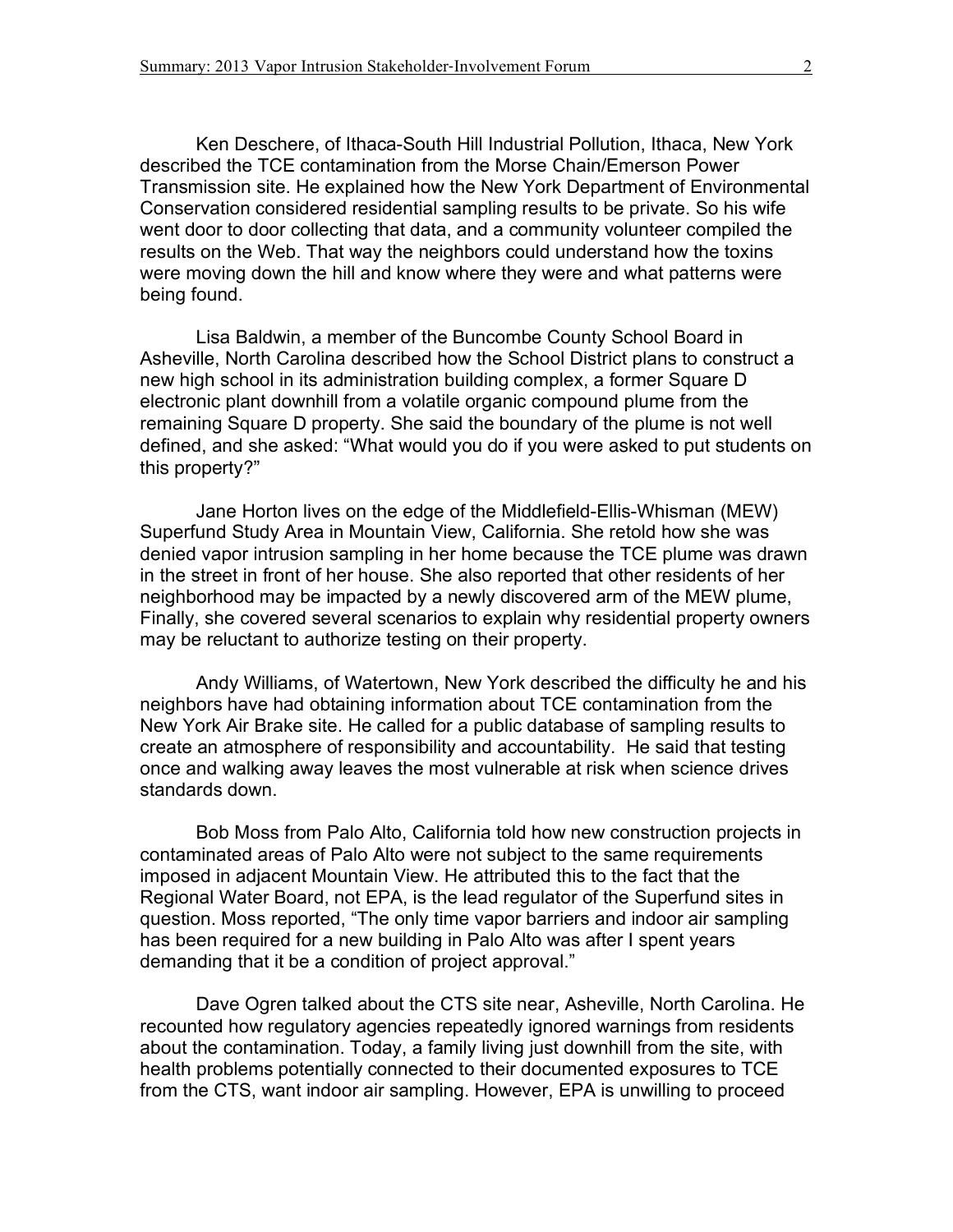Ken Deschere, of Ithaca-South Hill Industrial Pollution, Ithaca, New York described the TCE contamination from the Morse Chain/Emerson Power Transmission site. He explained how the New York Department of Environmental Conservation considered residential sampling results to be private. So his wife went door to door collecting that data, and a community volunteer compiled the results on the Web. That way the neighbors could understand how the toxins were moving down the hill and know where they were and what patterns were being found.

Lisa Baldwin, a member of the Buncombe County School Board in Asheville, North Carolina described how the School District plans to construct a new high school in its administration building complex, a former Square D electronic plant downhill from a volatile organic compound plume from the remaining Square D property. She said the boundary of the plume is not well defined, and she asked: "What would you do if you were asked to put students on this property?"

Jane Horton lives on the edge of the Middlefield-Ellis-Whisman (MEW) Superfund Study Area in Mountain View, California. She retold how she was denied vapor intrusion sampling in her home because the TCE plume was drawn in the street in front of her house. She also reported that other residents of her neighborhood may be impacted by a newly discovered arm of the MEW plume, Finally, she covered several scenarios to explain why residential property owners may be reluctant to authorize testing on their property.

Andy Williams, of Watertown, New York described the difficulty he and his neighbors have had obtaining information about TCE contamination from the New York Air Brake site. He called for a public database of sampling results to create an atmosphere of responsibility and accountability. He said that testing once and walking away leaves the most vulnerable at risk when science drives standards down.

Bob Moss from Palo Alto, California told how new construction projects in contaminated areas of Palo Alto were not subject to the same requirements imposed in adjacent Mountain View. He attributed this to the fact that the Regional Water Board, not EPA, is the lead regulator of the Superfund sites in question. Moss reported, "The only time vapor barriers and indoor air sampling has been required for a new building in Palo Alto was after I spent years demanding that it be a condition of project approval."

Dave Ogren talked about the CTS site near, Asheville, North Carolina. He recounted how regulatory agencies repeatedly ignored warnings from residents about the contamination. Today, a family living just downhill from the site, with health problems potentially connected to their documented exposures to TCE from the CTS, want indoor air sampling. However, EPA is unwilling to proceed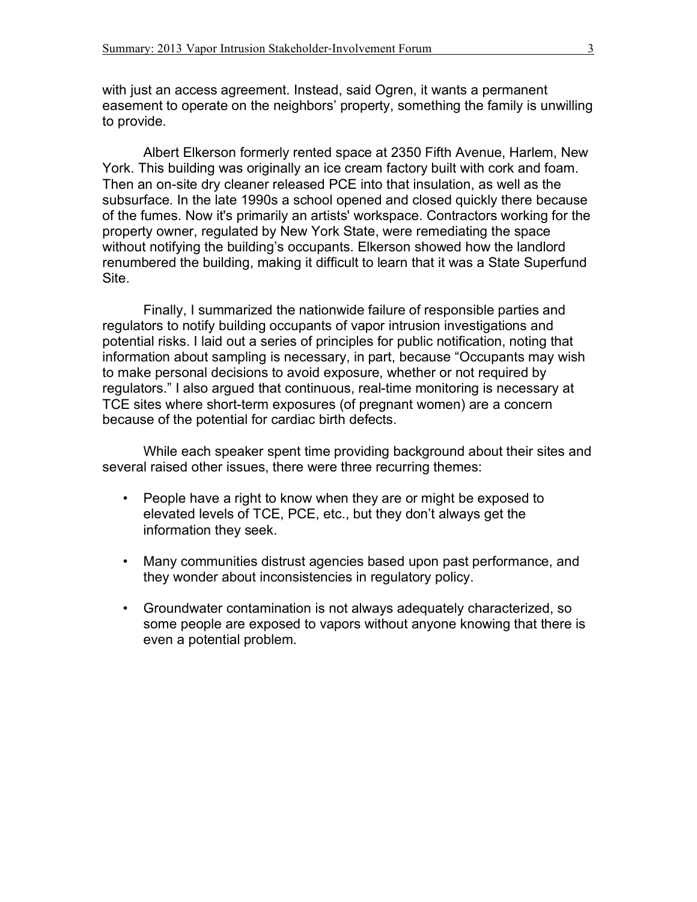with just an access agreement. Instead, said Ogren, it wants a permanent easement to operate on the neighbors' property, something the family is unwilling to provide.

Albert Elkerson formerly rented space at 2350 Fifth Avenue, Harlem, New York. This building was originally an ice cream factory built with cork and foam. Then an on-site dry cleaner released PCE into that insulation, as well as the subsurface. In the late 1990s a school opened and closed quickly there because of the fumes. Now it's primarily an artists' workspace. Contractors working for the property owner, regulated by New York State, were remediating the space without notifying the building's occupants. Elkerson showed how the landlord renumbered the building, making it difficult to learn that it was a State Superfund Site.

Finally, I summarized the nationwide failure of responsible parties and regulators to notify building occupants of vapor intrusion investigations and potential risks. I laid out a series of principles for public notification, noting that information about sampling is necessary, in part, because "Occupants may wish to make personal decisions to avoid exposure, whether or not required by regulators." I also argued that continuous, real-time monitoring is necessary at TCE sites where short-term exposures (of pregnant women) are a concern because of the potential for cardiac birth defects.

While each speaker spent time providing background about their sites and several raised other issues, there were three recurring themes:

- People have a right to know when they are or might be exposed to elevated levels of TCE, PCE, etc., but they don't always get the information they seek.
- Many communities distrust agencies based upon past performance, and they wonder about inconsistencies in regulatory policy.
- Groundwater contamination is not always adequately characterized, so some people are exposed to vapors without anyone knowing that there is even a potential problem.